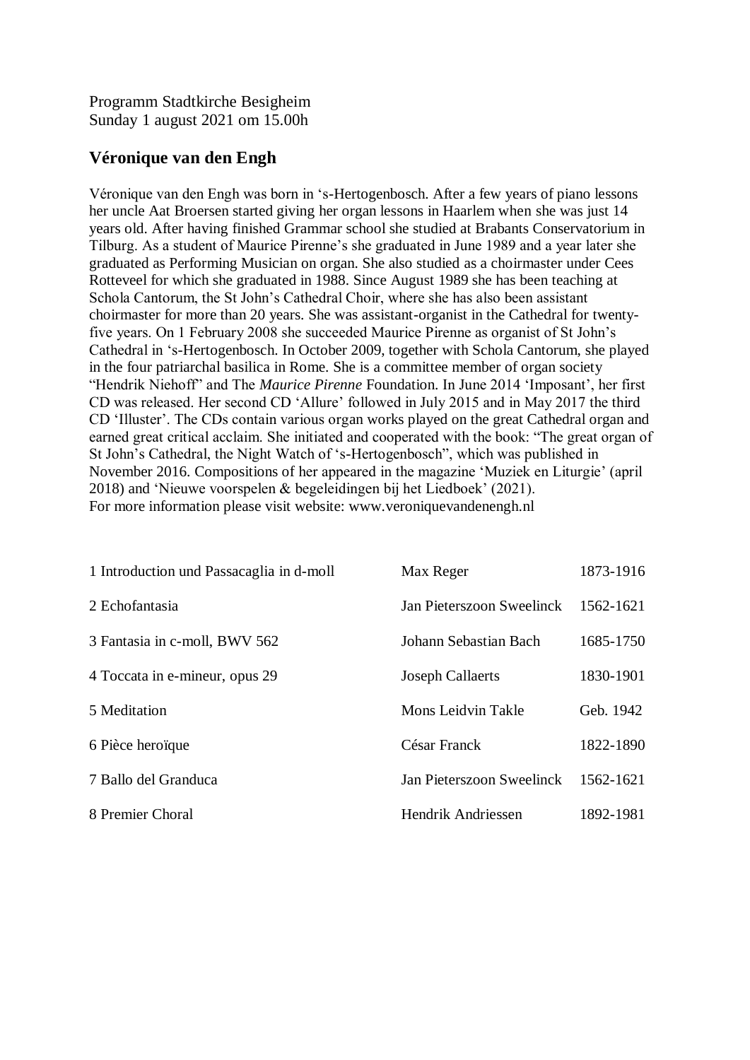Programm Stadtkirche Besigheim
Sunday 1 august 2021 om 15.00h

## Véronique van den Engh

Véronique van den Engh was born in 's-Hertogenbosch. After a few years of piano lessons her uncle Aat Broersen started giving her organ lessons in Haarlem when she was just 14 years old. After having finished Grammar school she studied at Brabants Conservatorium in Tilburg. As a student of Maurice Pirenne's she graduated in June 1989 and a year later she graduated as Performing Musician on organ. She also studied as a choirmaster under Cees Rotteveel for which she graduated in 1988. Since August 1989 she has been teaching at Schola Cantorum, the St John's Cathedral Choir, where she has also been assistant choirmaster for more than 20 years. She was assistant-organist in the Cathedral for twenty-five years. On 1 February 2008 she succeeded Maurice Pirenne as organist of St John's Cathedral in 's-Hertogenbosch. In October 2009, together with Schola Cantorum, she played in the four patriarchal basilica in Rome. She is a committee member of organ society "Hendrik Niehoff" and The *Maurice Pirenne* Foundation. In June 2014 'Imposant', her first CD was released. Her second CD 'Allure' followed in July 2015 and in May 2017 the third CD 'Illuster'. The CDs contain various organ works played on the great Cathedral organ and earned great critical acclaim. She initiated and cooperated with the book: "The great organ of St John's Cathedral, the Night Watch of 's-Hertogenbosch", which was published in November 2016. Compositions of her appeared in the magazine 'Muziek en Liturgie' (april 2018) and 'Nieuwe voorspelen & begeleidingen bij het Liedboek' (2021).
For more information please visit website: www.veroniquevandenengh.nl

| | | |
|---|---|---|
| 1 Introduction und Passacaglia in d-moll | Max Reger | 1873-1916 |
| 2 Echofantasia | Jan Pieterszoon Sweelinck | 1562-1621 |
| 3 Fantasia in c-moll, BWV 562 | Johann Sebastian Bach | 1685-1750 |
| 4 Toccata in e-mineur, opus 29 | Joseph Callaerts | 1830-1901 |
| 5 Meditation | Mons Leidvin Takle | Geb. 1942 |
| 6 Pièce heroïque | César Franck | 1822-1890 |
| 7 Ballo del Granduca | Jan Pieterszoon Sweelinck | 1562-1621 |
| 8 Premier Choral | Hendrik Andriessen | 1892-1981 |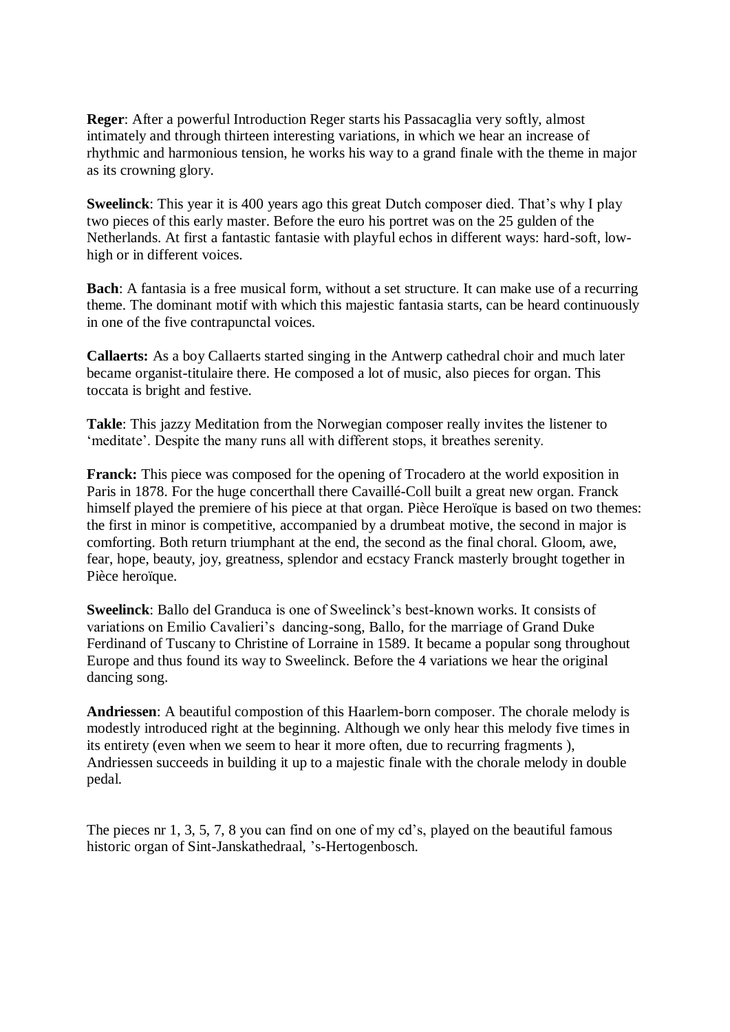**Reger**: After a powerful Introduction Reger starts his Passacaglia very softly, almost intimately and through thirteen interesting variations, in which we hear an increase of rhythmic and harmonious tension, he works his way to a grand finale with the theme in major as its crowning glory.

**Sweelinck**: This year it is 400 years ago this great Dutch composer died. That's why I play two pieces of this early master. Before the euro his portret was on the 25 gulden of the Netherlands. At first a fantastic fantasie with playful echos in different ways: hard-soft, low-high or in different voices.

**Bach**: A fantasia is a free musical form, without a set structure. It can make use of a recurring theme. The dominant motif with which this majestic fantasia starts, can be heard continuously in one of the five contrapunctal voices.

**Callaerts:** As a boy Callaerts started singing in the Antwerp cathedral choir and much later became organist-titulaire there. He composed a lot of music, also pieces for organ. This toccata is bright and festive.

**Takle**: This jazzy Meditation from the Norwegian composer really invites the listener to 'meditate'. Despite the many runs all with different stops, it breathes serenity.

**Franck:** This piece was composed for the opening of Trocadero at the world exposition in Paris in 1878. For the huge concerthall there Cavaillé-Coll built a great new organ. Franck himself played the premiere of his piece at that organ. Pièce Heroïque is based on two themes: the first in minor is competitive, accompanied by a drumbeat motive, the second in major is comforting. Both return triumphant at the end, the second as the final choral. Gloom, awe, fear, hope, beauty, joy, greatness, splendor and ecstacy Franck masterly brought together in Pièce heroïque.

**Sweelinck**: Ballo del Granduca is one of Sweelinck's best-known works. It consists of variations on Emilio Cavalieri's dancing-song, Ballo, for the marriage of Grand Duke Ferdinand of Tuscany to Christine of Lorraine in 1589. It became a popular song throughout Europe and thus found its way to Sweelinck. Before the 4 variations we hear the original dancing song.

**Andriessen**: A beautiful compostion of this Haarlem-born composer. The chorale melody is modestly introduced right at the beginning. Although we only hear this melody five times in its entirety (even when we seem to hear it more often, due to recurring fragments ), Andriessen succeeds in building it up to a majestic finale with the chorale melody in double pedal.

The pieces nr 1, 3, 5, 7, 8 you can find on one of my cd's, played on the beautiful famous historic organ of Sint-Janskathedraal, 's-Hertogenbosch.